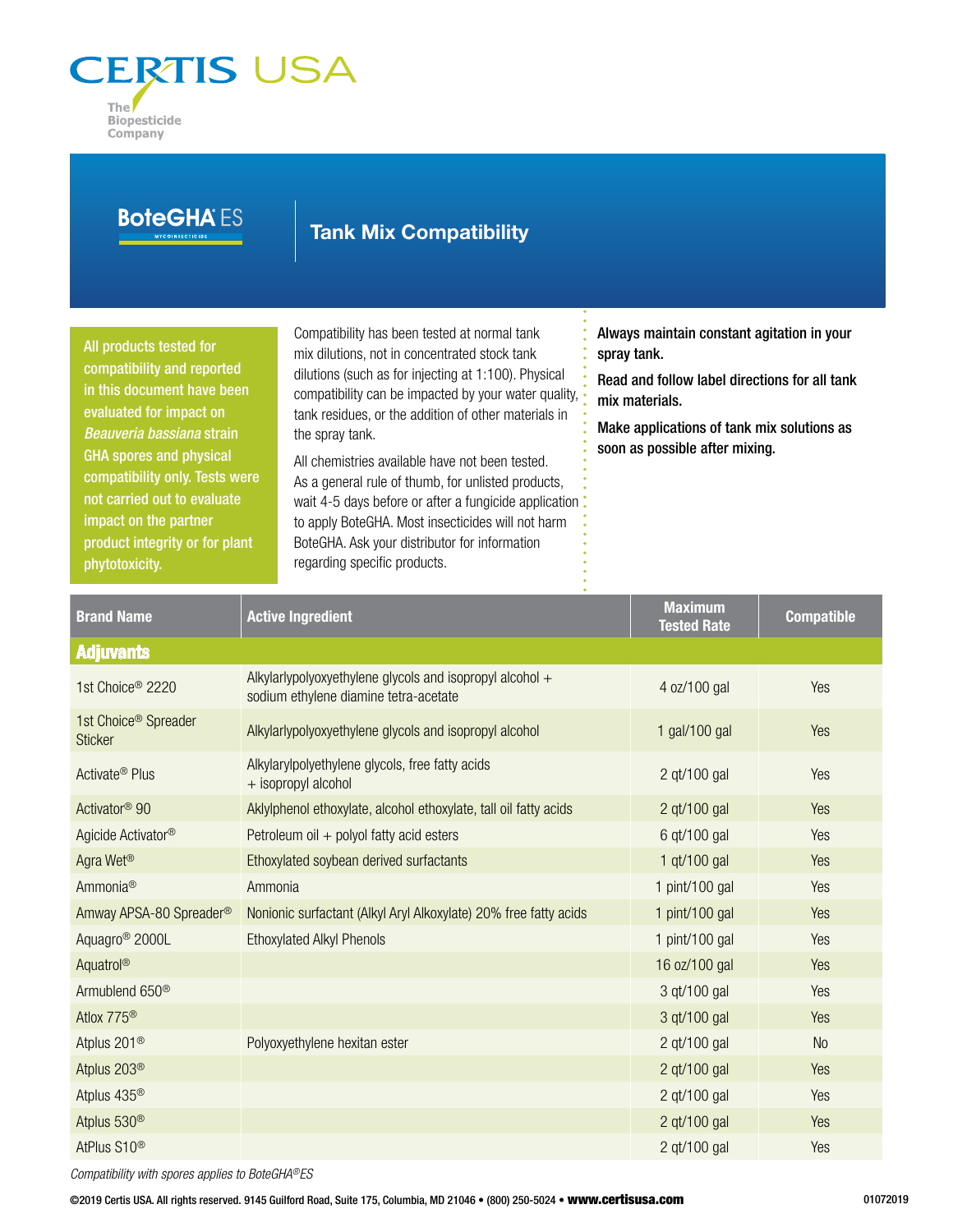# CERTIS USA

The Biopesticide Company

## BoteGHA® ES

MYCOINSECTICIDE

## Tank Mix Compatibility

**All products tested for compatibility and reported in this document have been evaluated for impact on *Beauveria bassiana* strain GHA spores and physical compatibility only. Tests were not carried out to evaluate impact on the partner product integrity or for plant phytotoxicity.**

Compatibility has been tested at normal tank mix dilutions, not in concentrated stock tank dilutions (such as for injecting at 1:100). Physical compatibility can be impacted by your water quality, tank residues, or the addition of other materials in the spray tank.

All chemistries available have not been tested. As a general rule of thumb, for unlisted products, wait 4-5 days before or after a fungicide application to apply BoteGHA. Most insecticides will not harm BoteGHA. Ask your distributor for information regarding specific products.

**Always maintain constant agitation in your spray tank.**

**Read and follow label directions for all tank mix materials.**

**Make applications of tank mix solutions as soon as possible after mixing.**

| Brand Name | Active Ingredient | Maximum Tested Rate | Compatible |
|---|---|---|---|
| **Adjuvants** | | | |
| 1st Choice® 2220 | Alkylarlypolyoxyethylene glycols and isopropyl alcohol + sodium ethylene diamine tetra-acetate | 4 oz/100 gal | Yes |
| 1st Choice® Spreader Sticker | Alkylarlypolyoxyethylene glycols and isopropyl alcohol | 1 gal/100 gal | Yes |
| Activate® Plus | Alkylarylpolyethylene glycols, free fatty acids + isopropyl alcohol | 2 qt/100 gal | Yes |
| Activator® 90 | Aklylphenol ethoxylate, alcohol ethoxylate, tall oil fatty acids | 2 qt/100 gal | Yes |
| Agicide Activator® | Petroleum oil + polyol fatty acid esters | 6 qt/100 gal | Yes |
| Agra Wet® | Ethoxylated soybean derived surfactants | 1 qt/100 gal | Yes |
| Ammonia® | Ammonia | 1 pint/100 gal | Yes |
| Amway APSA-80 Spreader® | Nonionic surfactant (Alkyl Aryl Alkoxylate) 20% free fatty acids | 1 pint/100 gal | Yes |
| Aquagro® 2000L | Ethoxylated Alkyl Phenols | 1 pint/100 gal | Yes |
| Aquatrol® | | 16 oz/100 gal | Yes |
| Armublend 650® | | 3 qt/100 gal | Yes |
| Atlox 775® | | 3 qt/100 gal | Yes |
| Atplus 201® | Polyoxyethylene hexitan ester | 2 qt/100 gal | No |
| Atplus 203® | | 2 qt/100 gal | Yes |
| Atplus 435® | | 2 qt/100 gal | Yes |
| Atplus 530® | | 2 qt/100 gal | Yes |
| AtPlus S10® | | 2 qt/100 gal | Yes |

*Compatibility with spores applies to BoteGHA®ES*

©2019 Certis USA. All rights reserved. 9145 Guilford Road, Suite 175, Columbia, MD 21046 • (800) 250-5024 • **www.certisusa.com**

01072019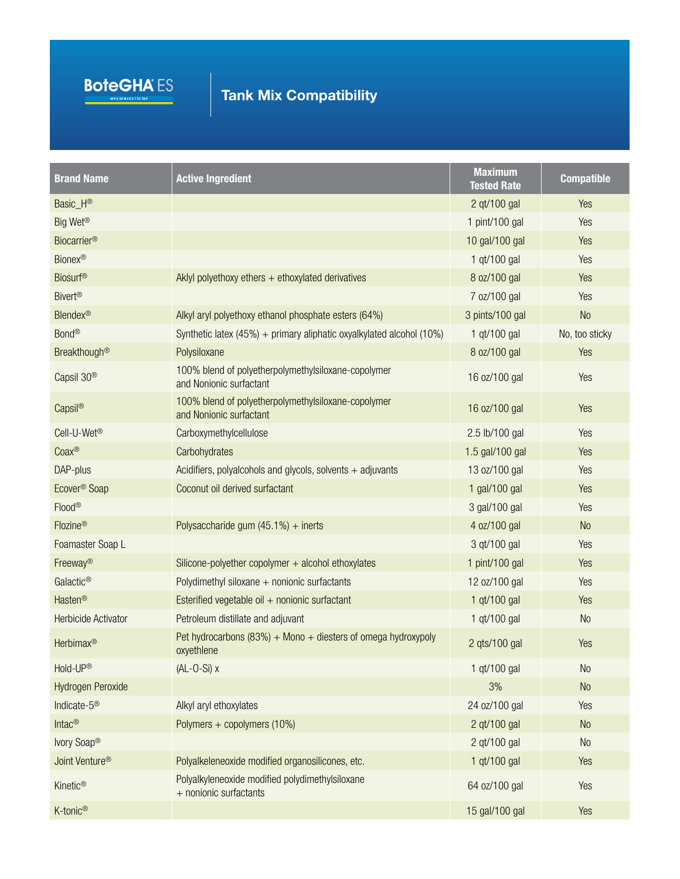# BoteGHA® ES Mycoinsecticide

## Tank Mix Compatibility

| Brand Name | Active Ingredient | Maximum Tested Rate | Compatible |
|---|---|---|---|
| Basic_H® | | 2 qt/100 gal | Yes |
| Big Wet® | | 1 pint/100 gal | Yes |
| Biocarrier® | | 10 gal/100 gal | Yes |
| Bionex® | | 1 qt/100 gal | Yes |
| Biosurf® | Aklyl polyethoxy ethers + ethoxylated derivatives | 8 oz/100 gal | Yes |
| Bivert® | | 7 oz/100 gal | Yes |
| Blendex® | Alkyl aryl polyethoxy ethanol phosphate esters (64%) | 3 pints/100 gal | No |
| Bond® | Synthetic latex (45%) + primary aliphatic oxyalkylated alcohol (10%) | 1 qt/100 gal | No, too sticky |
| Breakthough® | Polysiloxane | 8 oz/100 gal | Yes |
| Capsil 30® | 100% blend of polyetherpolymethylsiloxane-copolymer and Nonionic surfactant | 16 oz/100 gal | Yes |
| Capsil® | 100% blend of polyetherpolymethylsiloxane-copolymer and Nonionic surfactant | 16 oz/100 gal | Yes |
| Cell-U-Wet® | Carboxymethylcellulose | 2.5 lb/100 gal | Yes |
| Coax® | Carbohydrates | 1.5 gal/100 gal | Yes |
| DAP-plus | Acidifiers, polyalcohols and glycols, solvents + adjuvants | 13 oz/100 gal | Yes |
| Ecover® Soap | Coconut oil derived surfactant | 1 gal/100 gal | Yes |
| Flood® | | 3 gal/100 gal | Yes |
| Flozine® | Polysaccharide gum (45.1%) + inerts | 4 oz/100 gal | No |
| Foamaster Soap L | | 3 qt/100 gal | Yes |
| Freeway® | Silicone-polyether copolymer + alcohol ethoxylates | 1 pint/100 gal | Yes |
| Galactic® | Polydimethyl siloxane + nonionic surfactants | 12 oz/100 gal | Yes |
| Hasten® | Esterified vegetable oil + nonionic surfactant | 1 qt/100 gal | Yes |
| Herbicide Activator | Petroleum distillate and adjuvant | 1 qt/100 gal | No |
| Herbimax® | Pet hydrocarbons (83%) + Mono + diesters of omega hydroxypoly oxyethlene | 2 qts/100 gal | Yes |
| Hold-UP® | (AL-O-Si) x | 1 qt/100 gal | No |
| Hydrogen Peroxide | | 3% | No |
| Indicate-5® | Alkyl aryl ethoxylates | 24 oz/100 gal | Yes |
| Intac® | Polymers + copolymers (10%) | 2 qt/100 gal | No |
| Ivory Soap® | | 2 qt/100 gal | No |
| Joint Venture® | Polyalkeleneoxide modified organosilicones, etc. | 1 qt/100 gal | Yes |
| Kinetic® | Polyalkyleneoxide modified polydimethylsiloxane + nonionic surfactants | 64 oz/100 gal | Yes |
| K-tonic® | | 15 gal/100 gal | Yes |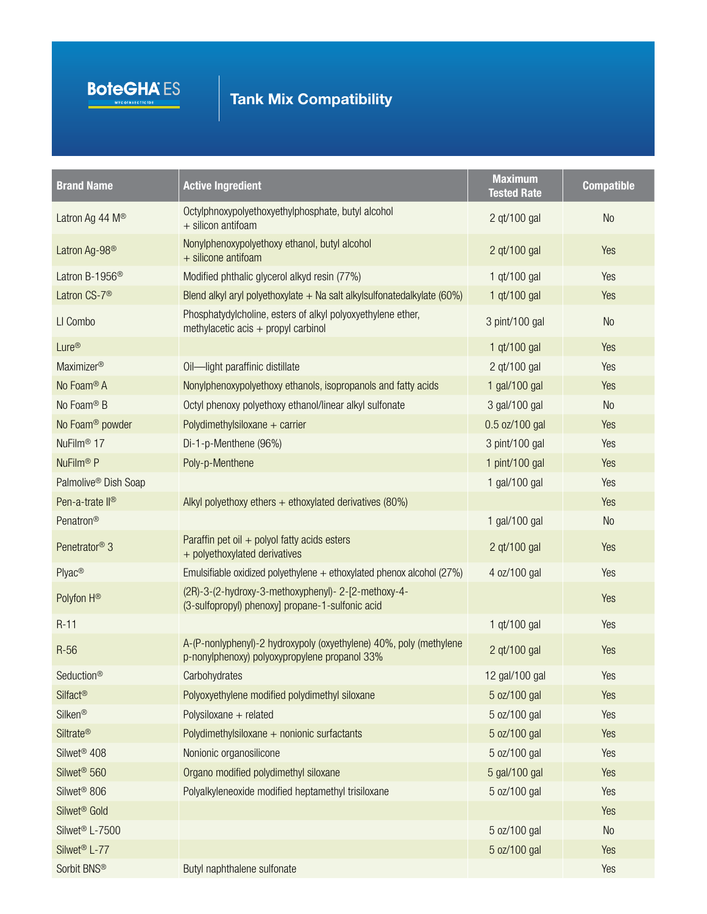# BoteGHA ES

MYCOINSECTICIDE

## Tank Mix Compatibility

| Brand Name | Active Ingredient | Maximum Tested Rate | Compatible |
|---|---|---|---|
| Latron Ag 44 M® | Octylphnoxypolyethoxyethylphosphate, butyl alcohol + silicon antifoam | 2 qt/100 gal | No |
| Latron Ag-98® | Nonylphenoxypolyethoxy ethanol, butyl alcohol + silicone antifoam | 2 qt/100 gal | Yes |
| Latron B-1956® | Modified phthalic glycerol alkyd resin (77%) | 1 qt/100 gal | Yes |
| Latron CS-7® | Blend alkyl aryl polyethoxylate + Na salt alkylsulfonatedalkylate (60%) | 1 qt/100 gal | Yes |
| LI Combo | Phosphatydylcholine, esters of alkyl polyoxyethylene ether, methylacetic acis + propyl carbinol | 3 pint/100 gal | No |
| Lure® | | 1 qt/100 gal | Yes |
| Maximizer® | Oil—light paraffinic distillate | 2 qt/100 gal | Yes |
| No Foam® A | Nonylphenoxypolyethoxy ethanols, isopropanols and fatty acids | 1 gal/100 gal | Yes |
| No Foam® B | Octyl phenoxy polyethoxy ethanol/linear alkyl sulfonate | 3 gal/100 gal | No |
| No Foam® powder | Polydimethylsiloxane + carrier | 0.5 oz/100 gal | Yes |
| NuFilm® 17 | Di-1-p-Menthene (96%) | 3 pint/100 gal | Yes |
| NuFilm® P | Poly-p-Menthene | 1 pint/100 gal | Yes |
| Palmolive® Dish Soap | | 1 gal/100 gal | Yes |
| Pen-a-trate II® | Alkyl polyethoxy ethers + ethoxylated derivatives (80%) | | Yes |
| Penatron® | | 1 gal/100 gal | No |
| Penetrator® 3 | Paraffin pet oil + polyol fatty acids esters + polyethoxylated derivatives | 2 qt/100 gal | Yes |
| Plyac® | Emulsifiable oxidized polyethylene + ethoxylated phenox alcohol (27%) | 4 oz/100 gal | Yes |
| Polyfon H® | (2R)-3-(2-hydroxy-3-methoxyphenyl)- 2-[2-methoxy-4-(3-sulfopropyl) phenoxy] propane-1-sulfonic acid | | Yes |
| R-11 | | 1 qt/100 gal | Yes |
| R-56 | A-(P-nonlyphenyl)-2 hydroxypoly (oxyethylene) 40%, poly (methylene p-nonylphenoxy) polyoxypropylene propanol 33% | 2 qt/100 gal | Yes |
| Seduction® | Carbohydrates | 12 gal/100 gal | Yes |
| Silfact® | Polyoxyethylene modified polydimethyl siloxane | 5 oz/100 gal | Yes |
| Silken® | Polysiloxane + related | 5 oz/100 gal | Yes |
| Siltrate® | Polydimethylsiloxane + nonionic surfactants | 5 oz/100 gal | Yes |
| Silwet® 408 | Nonionic organosilicone | 5 oz/100 gal | Yes |
| Silwet® 560 | Organo modified polydimethyl siloxane | 5 gal/100 gal | Yes |
| Silwet® 806 | Polyalkyleneoxide modified heptamethyl trisiloxane | 5 oz/100 gal | Yes |
| Silwet® Gold | | | Yes |
| Silwet® L-7500 | | 5 oz/100 gal | No |
| Silwet® L-77 | | 5 oz/100 gal | Yes |
| Sorbit BNS® | Butyl naphthalene sulfonate | | Yes |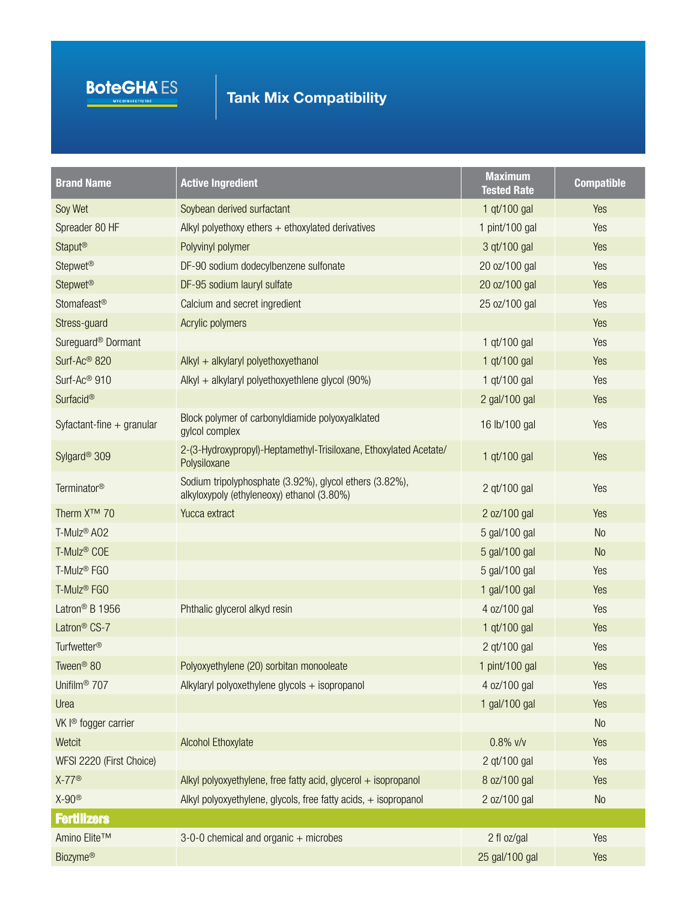**BoteGHA® ES** MYCOINSECTICIDE

# Tank Mix Compatibility

| Brand Name | Active Ingredient | Maximum Tested Rate | Compatible |
|---|---|---|---|
| Soy Wet | Soybean derived surfactant | 1 qt/100 gal | Yes |
| Spreader 80 HF | Alkyl polyethoxy ethers + ethoxylated derivatives | 1 pint/100 gal | Yes |
| Staput® | Polyvinyl polymer | 3 qt/100 gal | Yes |
| Stepwet® | DF-90 sodium dodecylbenzene sulfonate | 20 oz/100 gal | Yes |
| Stepwet® | DF-95 sodium lauryl sulfate | 20 oz/100 gal | Yes |
| Stomafeast® | Calcium and secret ingredient | 25 oz/100 gal | Yes |
| Stress-guard | Acrylic polymers | | Yes |
| Sureguard® Dormant | | 1 qt/100 gal | Yes |
| Surf-Ac® 820 | Alkyl + alkylaryl polyethoxyethanol | 1 qt/100 gal | Yes |
| Surf-Ac® 910 | Alkyl + alkylaryl polyethoxyethlene glycol (90%) | 1 qt/100 gal | Yes |
| Surfacid® | | 2 gal/100 gal | Yes |
| Syfactant-fine + granular | Block polymer of carbonyldiamide polyoxyalklated gylcol complex | 16 lb/100 gal | Yes |
| Sylgard® 309 | 2-(3-Hydroxypropyl)-Heptamethyl-Trisiloxane, Ethoxylated Acetate/ Polysiloxane | 1 qt/100 gal | Yes |
| Terminator® | Sodium tripolyphosphate (3.92%), glycol ethers (3.82%), alkyloxypoly (ethyleneoxy) ethanol (3.80%) | 2 qt/100 gal | Yes |
| Therm X™ 70 | Yucca extract | 2 oz/100 gal | Yes |
| T-Mulz® AO2 | | 5 gal/100 gal | No |
| T-Mulz® COE | | 5 gal/100 gal | No |
| T-Mulz® FGO | | 5 gal/100 gal | Yes |
| T-Mulz® FGO | | 1 gal/100 gal | Yes |
| Latron® B 1956 | Phthalic glycerol alkyd resin | 4 oz/100 gal | Yes |
| Latron® CS-7 | | 1 qt/100 gal | Yes |
| Turfwetter® | | 2 qt/100 gal | Yes |
| Tween® 80 | Polyoxyethylene (20) sorbitan monooleate | 1 pint/100 gal | Yes |
| Unifilm® 707 | Alkylaryl polyoxethylene glycols + isopropanol | 4 oz/100 gal | Yes |
| Urea | | 1 gal/100 gal | Yes |
| VK I® fogger carrier | | | No |
| Wetcit | Alcohol Ethoxylate | 0.8% v/v | Yes |
| WFSI 2220 (First Choice) | | 2 qt/100 gal | Yes |
| X-77® | Alkyl polyoxyethylene, free fatty acid, glycerol + isopropanol | 8 oz/100 gal | Yes |
| X-90® | Alkyl polyoxyethylene, glycols, free fatty acids, + isopropanol | 2 oz/100 gal | No |
| **Fertilizers** | | | |
| Amino Elite™ | 3-0-0 chemical and organic + microbes | 2 fl oz/gal | Yes |
| Biozyme® | | 25 gal/100 gal | Yes |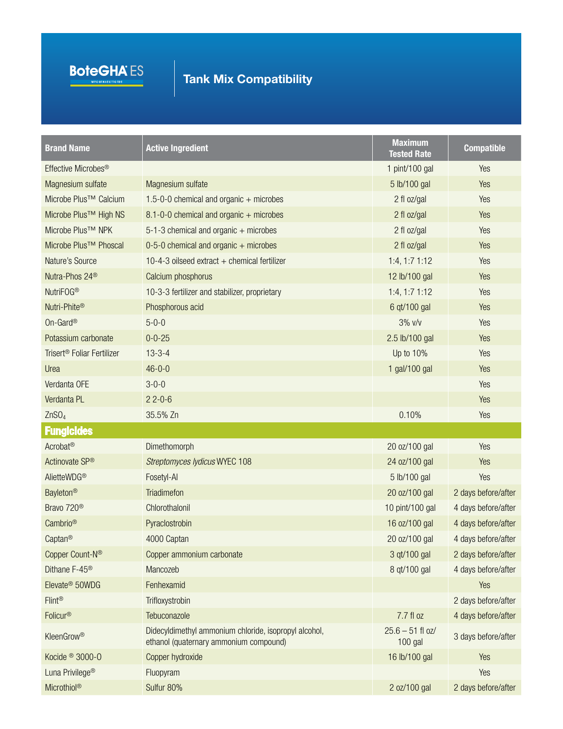# BoteGHA ES

MYCOINSECTICIDE

## Tank Mix Compatibility

| Brand Name | Active Ingredient | Maximum Tested Rate | Compatible |
|---|---|---|---|
| Effective Microbes® | | 1 pint/100 gal | Yes |
| Magnesium sulfate | Magnesium sulfate | 5 lb/100 gal | Yes |
| Microbe Plus™ Calcium | 1.5-0-0 chemical and organic + microbes | 2 fl oz/gal | Yes |
| Microbe Plus™ High NS | 8.1-0-0 chemical and organic + microbes | 2 fl oz/gal | Yes |
| Microbe Plus™ NPK | 5-1-3 chemical and organic + microbes | 2 fl oz/gal | Yes |
| Microbe Plus™ Phoscal | 0-5-0 chemical and organic + microbes | 2 fl oz/gal | Yes |
| Nature's Source | 10-4-3 oilseed extract + chemical fertilizer | 1:4, 1:7 1:12 | Yes |
| Nutra-Phos 24® | Calcium phosphorus | 12 lb/100 gal | Yes |
| NutriFOG® | 10-3-3 fertilizer and stabilizer, proprietary | 1:4, 1:7 1:12 | Yes |
| Nutri-Phite® | Phosphorous acid | 6 qt/100 gal | Yes |
| On-Gard® | 5-0-0 | 3% v/v | Yes |
| Potassium carbonate | 0-0-25 | 2.5 lb/100 gal | Yes |
| Trisert® Foliar Fertilizer | 13-3-4 | Up to 10% | Yes |
| Urea | 46-0-0 | 1 gal/100 gal | Yes |
| Verdanta OFE | 3-0-0 | | Yes |
| Verdanta PL | 2 2-0-6 | | Yes |
| $ZnSO_4$ | 35.5% Zn | 0.10% | Yes |
| **Fungicides** | | | |
| Acrobat® | Dimethomorph | 20 oz/100 gal | Yes |
| Actinovate SP® | *Streptomyces lydicus* WYEC 108 | 24 oz/100 gal | Yes |
| AlietteWDG® | Fosetyl-Al | 5 lb/100 gal | Yes |
| Bayleton® | Triadimefon | 20 oz/100 gal | 2 days before/after |
| Bravo 720® | Chlorothalonil | 10 pint/100 gal | 4 days before/after |
| Cambrio® | Pyraclostrobin | 16 oz/100 gal | 4 days before/after |
| Captan® | 4000 Captan | 20 oz/100 gal | 4 days before/after |
| Copper Count-N® | Copper ammonium carbonate | 3 qt/100 gal | 2 days before/after |
| Dithane F-45® | Mancozeb | 8 qt/100 gal | 4 days before/after |
| Elevate® 50WDG | Fenhexamid | | Yes |
| Flint® | Trifloxystrobin | | 2 days before/after |
| Folicur® | Tebuconazole | 7.7 fl oz | 4 days before/after |
| KleenGrow® | Didecyldimethyl ammonium chloride, isopropyl alcohol, ethanol (quaternary ammonium compound) | 25.6 – 51 fl oz/ 100 gal | 3 days before/after |
| Kocide ® 3000-O | Copper hydroxide | 16 lb/100 gal | Yes |
| Luna Privilege® | Fluopyram | | Yes |
| Microthiol® | Sulfur 80% | 2 oz/100 gal | 2 days before/after |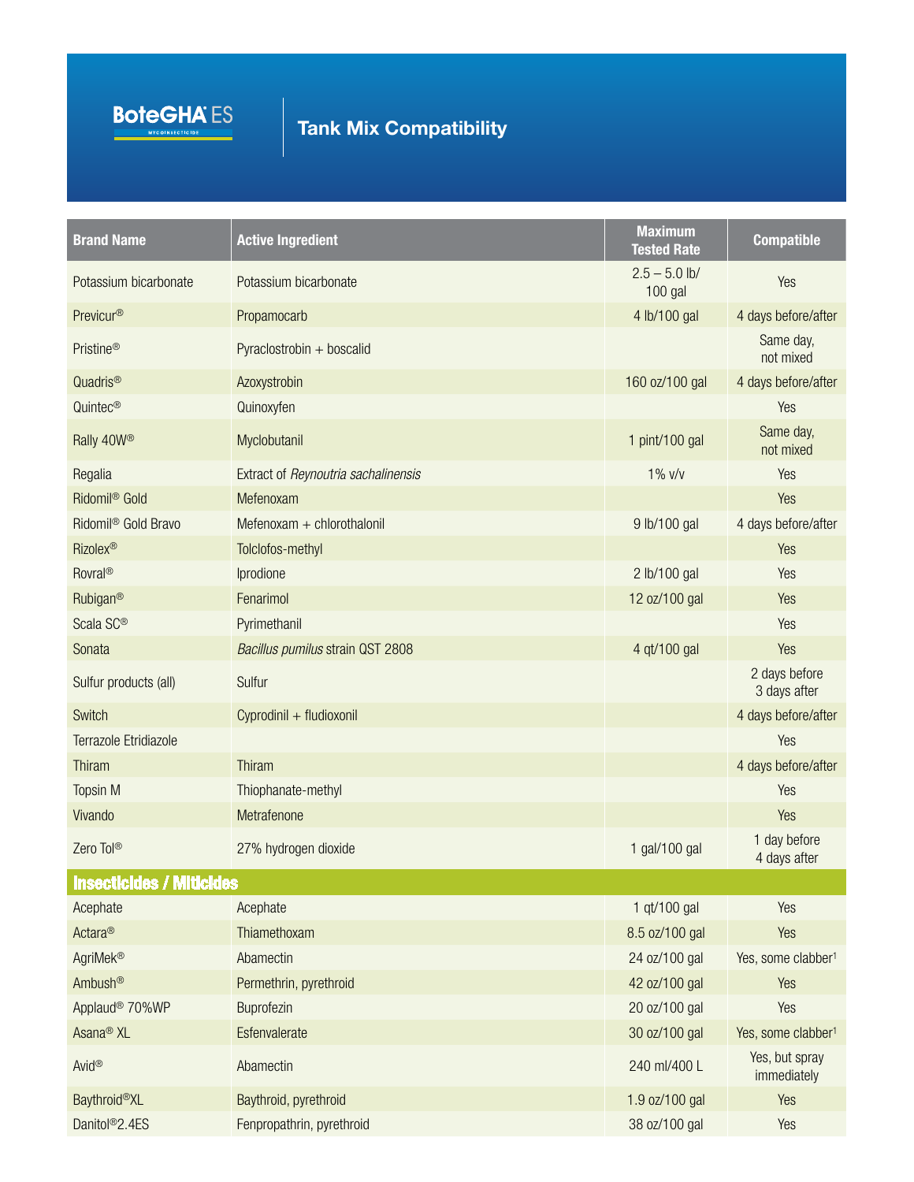**BoteGHA ES** MYCOINSECTICIDE

# Tank Mix Compatibility

| Brand Name | Active Ingredient | Maximum Tested Rate | Compatible |
|---|---|---|---|
| Potassium bicarbonate | Potassium bicarbonate | 2.5 – 5.0 lb/ 100 gal | Yes |
| Previcur® | Propamocarb | 4 lb/100 gal | 4 days before/after |
| Pristine® | Pyraclostrobin + boscalid | | Same day, not mixed |
| Quadris® | Azoxystrobin | 160 oz/100 gal | 4 days before/after |
| Quintec® | Quinoxyfen | | Yes |
| Rally 40W® | Myclobutanil | 1 pint/100 gal | Same day, not mixed |
| Regalia | Extract of *Reynoutria sachalinensis* | 1% v/v | Yes |
| Ridomil® Gold | Mefenoxam | | Yes |
| Ridomil® Gold Bravo | Mefenoxam + chlorothalonil | 9 lb/100 gal | 4 days before/after |
| Rizolex® | Tolclofos-methyl | | Yes |
| Rovral® | Iprodione | 2 lb/100 gal | Yes |
| Rubigan® | Fenarimol | 12 oz/100 gal | Yes |
| Scala SC® | Pyrimethanil | | Yes |
| Sonata | *Bacillus pumilus* strain QST 2808 | 4 qt/100 gal | Yes |
| Sulfur products (all) | Sulfur | | 2 days before 3 days after |
| Switch | Cyprodinil + fludioxonil | | 4 days before/after |
| Terrazole Etridiazole | | | Yes |
| Thiram | Thiram | | 4 days before/after |
| Topsin M | Thiophanate-methyl | | Yes |
| Vivando | Metrafenone | | Yes |
| Zero Tol® | 27% hydrogen dioxide | 1 gal/100 gal | 1 day before 4 days after |
| **Insecticides / Miticides** | | | |
| Acephate | Acephate | 1 qt/100 gal | Yes |
| Actara® | Thiamethoxam | 8.5 oz/100 gal | Yes |
| AgriMek® | Abamectin | 24 oz/100 gal | Yes, some clabber[1] |
| Ambush® | Permethrin, pyrethroid | 42 oz/100 gal | Yes |
| Applaud® 70%WP | Buprofezin | 20 oz/100 gal | Yes |
| Asana® XL | Esfenvalerate | 30 oz/100 gal | Yes, some clabber[1] |
| Avid® | Abamectin | 240 ml/400 L | Yes, but spray immediately |
| Baythroid®XL | Baythroid, pyrethroid | 1.9 oz/100 gal | Yes |
| Danitol®2.4ES | Fenpropathrin, pyrethroid | 38 oz/100 gal | Yes |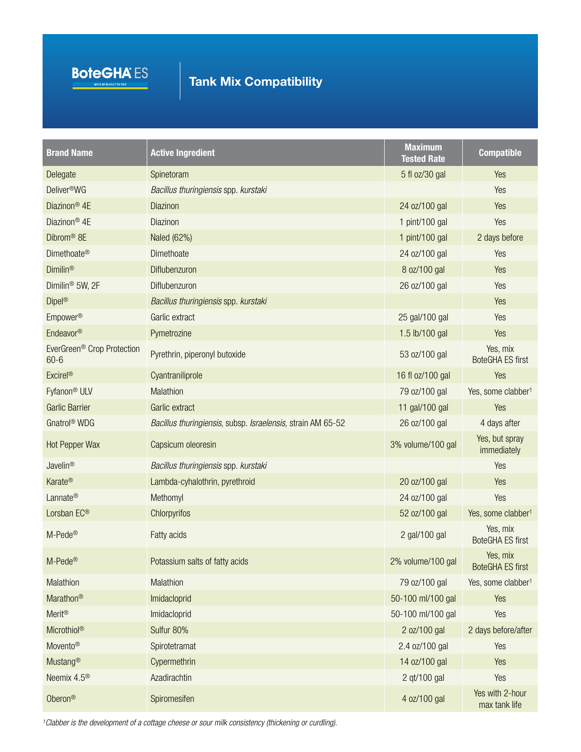BoteGHA® ES

MYCOINSECTICIDE

# Tank Mix Compatibility

| Brand Name | Active Ingredient | Maximum Tested Rate | Compatible |
|---|---|---|---|
| Delegate | Spinetoram | 5 fl oz/30 gal | Yes |
| Deliver®WG | *Bacillus thuringiensis* spp. *kurstaki* | | Yes |
| Diazinon® 4E | Diazinon | 24 oz/100 gal | Yes |
| Diazinon® 4E | Diazinon | 1 pint/100 gal | Yes |
| Dibrom® 8E | Naled (62%) | 1 pint/100 gal | 2 days before |
| Dimethoate® | Dimethoate | 24 oz/100 gal | Yes |
| Dimilin® | Diflubenzuron | 8 oz/100 gal | Yes |
| Dimilin® 5W, 2F | Diflubenzuron | 26 oz/100 gal | Yes |
| Dipel® | *Bacillus thuringiensis* spp. *kurstaki* | | Yes |
| Empower® | Garlic extract | 25 gal/100 gal | Yes |
| Endeavor® | Pymetrozine | 1.5 lb/100 gal | Yes |
| EverGreen® Crop Protection 60-6 | Pyrethrin, piperonyl butoxide | 53 oz/100 gal | Yes, mix BoteGHA ES first |
| Excirel® | Cyantraniliprole | 16 fl oz/100 gal | Yes |
| Fyfanon® ULV | Malathion | 79 oz/100 gal | Yes, some clabber[1] |
| Garlic Barrier | Garlic extract | 11 gal/100 gal | Yes |
| Gnatrol® WDG | *Bacillus thuringiensis*, subsp. *Israelensis*, strain AM 65-52 | 26 oz/100 gal | 4 days after |
| Hot Pepper Wax | Capsicum oleoresin | 3% volume/100 gal | Yes, but spray immediately |
| Javelin® | *Bacillus thuringiensis* spp. *kurstaki* | | Yes |
| Karate® | Lambda-cyhalothrin, pyrethroid | 20 oz/100 gal | Yes |
| Lannate® | Methomyl | 24 oz/100 gal | Yes |
| Lorsban EC® | Chlorpyrifos | 52 oz/100 gal | Yes, some clabber[1] |
| M-Pede® | Fatty acids | 2 gal/100 gal | Yes, mix BoteGHA ES first |
| M-Pede® | Potassium salts of fatty acids | 2% volume/100 gal | Yes, mix BoteGHA ES first |
| Malathion | Malathion | 79 oz/100 gal | Yes, some clabber[1] |
| Marathon® | Imidacloprid | 50-100 ml/100 gal | Yes |
| Merit® | Imidacloprid | 50-100 ml/100 gal | Yes |
| Microthiol® | Sulfur 80% | 2 oz/100 gal | 2 days before/after |
| Movento® | Spirotetramat | 2.4 oz/100 gal | Yes |
| Mustang® | Cypermethrin | 14 oz/100 gal | Yes |
| Neemix 4.5® | Azadirachtin | 2 qt/100 gal | Yes |
| Oberon® | Spiromesifen | 4 oz/100 gal | Yes with 2-hour max tank life |

*[1]Clabber is the development of a cottage cheese or sour milk consistency (thickening or curdling).*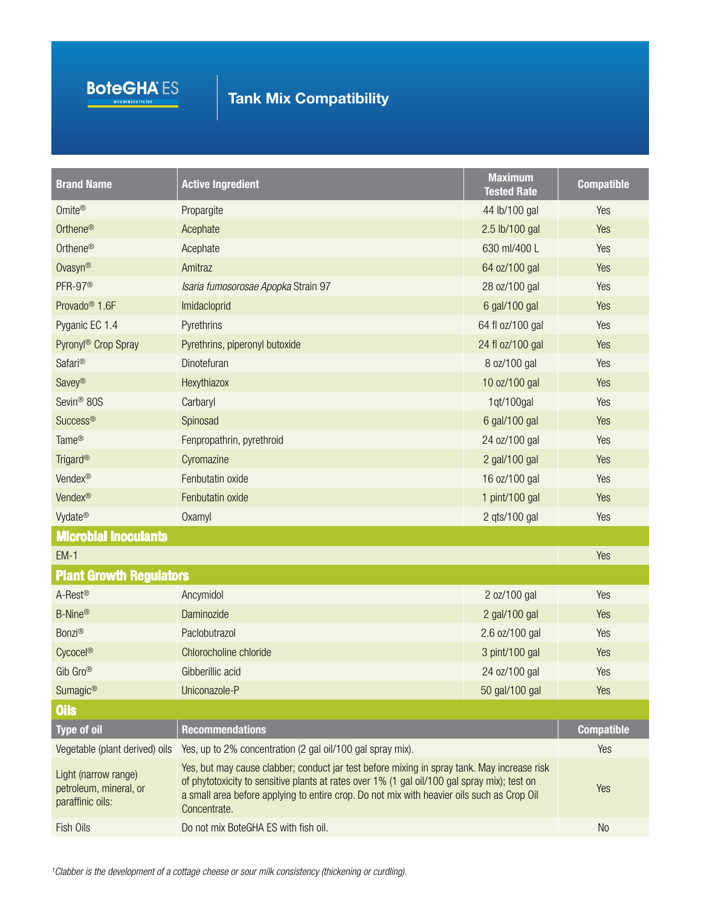**BoteGHA® ES** MYCOINSECTICIDE

# Tank Mix Compatibility

| Brand Name | Active Ingredient | Maximum Tested Rate | Compatible |
|---|---|---|---|
| Omite® | Propargite | 44 lb/100 gal | Yes |
| Orthene® | Acephate | 2.5 lb/100 gal | Yes |
| Orthene® | Acephate | 630 ml/400 L | Yes |
| Ovasyn® | Amitraz | 64 oz/100 gal | Yes |
| PFR-97® | *Isaria fumosorosae Apopka* Strain 97 | 28 oz/100 gal | Yes |
| Provado® 1.6F | Imidacloprid | 6 gal/100 gal | Yes |
| Pyganic EC 1.4 | Pyrethrins | 64 fl oz/100 gal | Yes |
| Pyronyl® Crop Spray | Pyrethrins, piperonyl butoxide | 24 fl oz/100 gal | Yes |
| Safari® | Dinotefuran | 8 oz/100 gal | Yes |
| Savey® | Hexythiazox | 10 oz/100 gal | Yes |
| Sevin® 80S | Carbaryl | 1qt/100gal | Yes |
| Success® | Spinosad | 6 gal/100 gal | Yes |
| Tame® | Fenpropathrin, pyrethroid | 24 oz/100 gal | Yes |
| Trigard® | Cyromazine | 2 gal/100 gal | Yes |
| Vendex® | Fenbutatin oxide | 16 oz/100 gal | Yes |
| Vendex® | Fenbutatin oxide | 1 pint/100 gal | Yes |
| Vydate® | Oxamyl | 2 qts/100 gal | Yes |
| **Microbial Inoculants** | | | |
| EM-1 | | | Yes |
| **Plant Growth Regulators** | | | |
| A-Rest® | Ancymidol | 2 oz/100 gal | Yes |
| B-Nine® | Daminozide | 2 gal/100 gal | Yes |
| Bonzi® | Paclobutrazol | 2.6 oz/100 gal | Yes |
| Cycocel® | Chlorocholine chloride | 3 pint/100 gal | Yes |
| Gib Gro® | Gibberillic acid | 24 oz/100 gal | Yes |
| Sumagic® | Uniconazole-P | 50 gal/100 gal | Yes |

**Oils**

| Type of oil | Recommendations | Compatible |
|---|---|---|
| Vegetable (plant derived) oils | Yes, up to 2% concentration (2 gal oil/100 gal spray mix). | Yes |
| Light (narrow range) petroleum, mineral, or paraffinic oils: | Yes, but may cause clabber; conduct jar test before mixing in spray tank. May increase risk of phytotoxicity to sensitive plants at rates over 1% (1 gal oil/100 gal spray mix); test on a small area before applying to entire crop. Do not mix with heavier oils such as Crop Oil Concentrate. | Yes |
| Fish Oils | Do not mix BoteGHA ES with fish oil. | No |

[1] *Clabber is the development of a cottage cheese or sour milk consistency (thickening or curdling).*